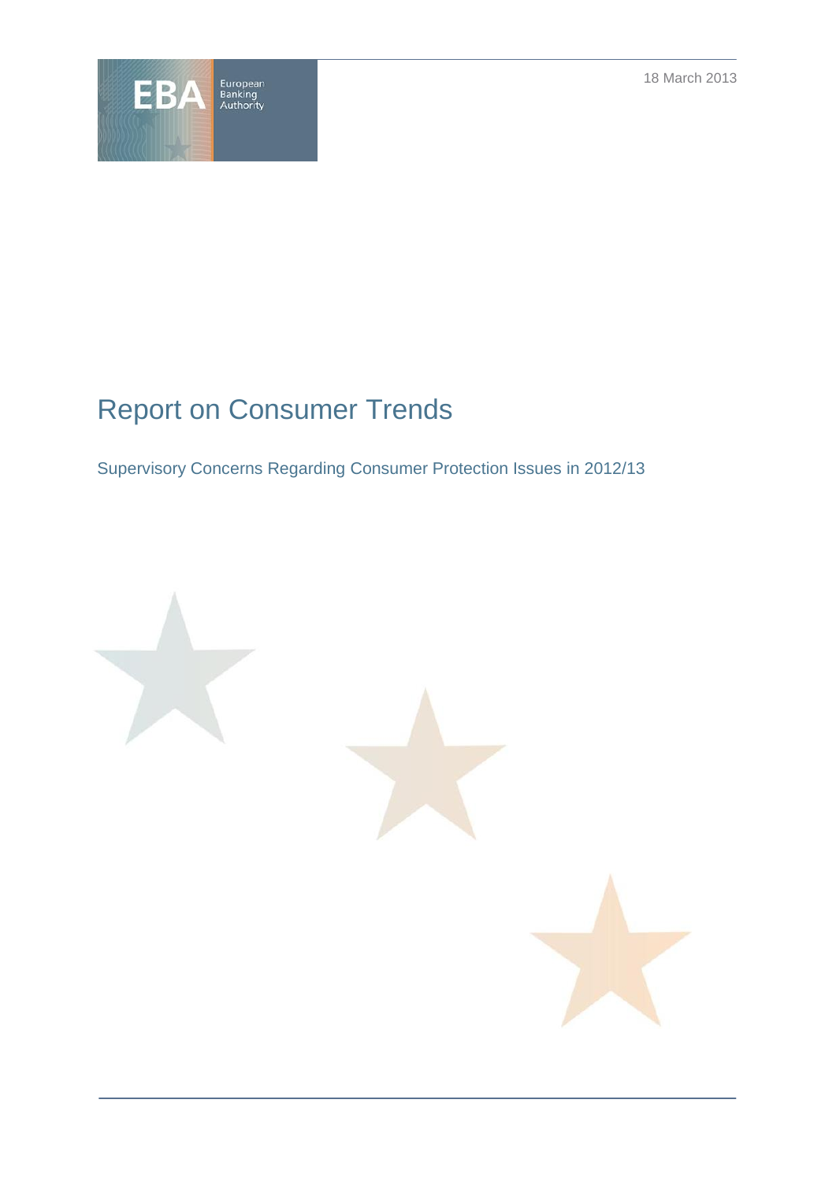18 March 2013

# Report on Consumer Trends

Supervisory Concerns Regarding Consumer Protection Issues in 2012/13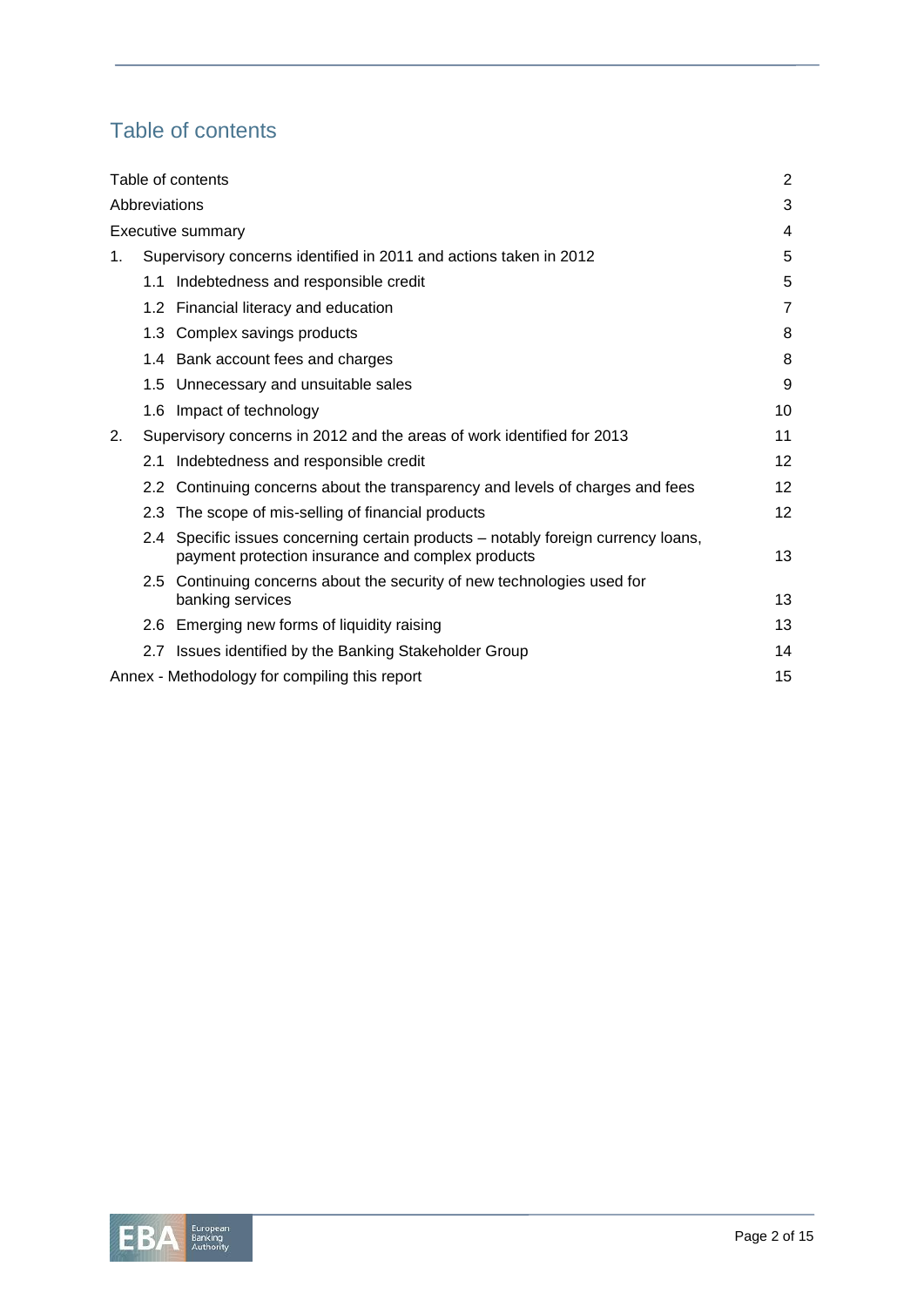# Table of contents

| | |
|---|---|
| Table of contents | 2 |
| Abbreviations | 3 |
| Executive summary | 4 |
| 1. Supervisory concerns identified in 2011 and actions taken in 2012 | 5 |
| 1.1 Indebtedness and responsible credit | 5 |
| 1.2 Financial literacy and education | 7 |
| 1.3 Complex savings products | 8 |
| 1.4 Bank account fees and charges | 8 |
| 1.5 Unnecessary and unsuitable sales | 9 |
| 1.6 Impact of technology | 10 |
| 2. Supervisory concerns in 2012 and the areas of work identified for 2013 | 11 |
| 2.1 Indebtedness and responsible credit | 12 |
| 2.2 Continuing concerns about the transparency and levels of charges and fees | 12 |
| 2.3 The scope of mis-selling of financial products | 12 |
| 2.4 Specific issues concerning certain products – notably foreign currency loans, payment protection insurance and complex products | 13 |
| 2.5 Continuing concerns about the security of new technologies used for banking services | 13 |
| 2.6 Emerging new forms of liquidity raising | 13 |
| 2.7 Issues identified by the Banking Stakeholder Group | 14 |
| Annex - Methodology for compiling this report | 15 |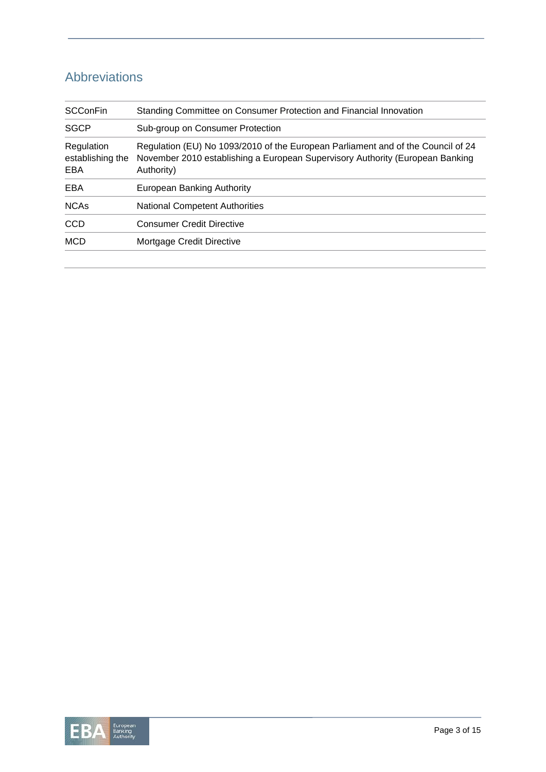## Abbreviations

| | |
|---|---|
| SCConFin | Standing Committee on Consumer Protection and Financial Innovation |
| SGCP | Sub-group on Consumer Protection |
| Regulation establishing the EBA | Regulation (EU) No 1093/2010 of the European Parliament and of the Council of 24 November 2010 establishing a European Supervisory Authority (European Banking Authority) |
| EBA | European Banking Authority |
| NCAs | National Competent Authorities |
| CCD | Consumer Credit Directive |
| MCD | Mortgage Credit Directive |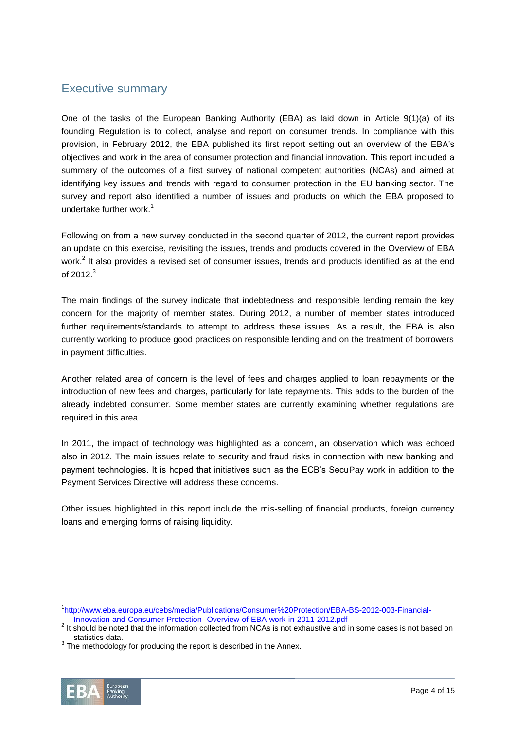## Executive summary

One of the tasks of the European Banking Authority (EBA) as laid down in Article 9(1)(a) of its founding Regulation is to collect, analyse and report on consumer trends. In compliance with this provision, in February 2012, the EBA published its first report setting out an overview of the EBA's objectives and work in the area of consumer protection and financial innovation. This report included a summary of the outcomes of a first survey of national competent authorities (NCAs) and aimed at identifying key issues and trends with regard to consumer protection in the EU banking sector. The survey and report also identified a number of issues and products on which the EBA proposed to undertake further work.[1]

Following on from a new survey conducted in the second quarter of 2012, the current report provides an update on this exercise, revisiting the issues, trends and products covered in the Overview of EBA work.[2] It also provides a revised set of consumer issues, trends and products identified as at the end of 2012.[3]

The main findings of the survey indicate that indebtedness and responsible lending remain the key concern for the majority of member states. During 2012, a number of member states introduced further requirements/standards to attempt to address these issues. As a result, the EBA is also currently working to produce good practices on responsible lending and on the treatment of borrowers in payment difficulties.

Another related area of concern is the level of fees and charges applied to loan repayments or the introduction of new fees and charges, particularly for late repayments. This adds to the burden of the already indebted consumer. Some member states are currently examining whether regulations are required in this area.

In 2011, the impact of technology was highlighted as a concern, an observation which was echoed also in 2012. The main issues relate to security and fraud risks in connection with new banking and payment technologies. It is hoped that initiatives such as the ECB's SecuPay work in addition to the Payment Services Directive will address these concerns.

Other issues highlighted in this report include the mis-selling of financial products, foreign currency loans and emerging forms of raising liquidity.

---

[1] http://www.eba.europa.eu/cebs/media/Publications/Consumer%20Protection/EBA-BS-2012-003-Financial-Innovation-and-Consumer-Protection--Overview-of-EBA-work-in-2011-2012.pdf

[2] It should be noted that the information collected from NCAs is not exhaustive and in some cases is not based on statistics data.

[3] The methodology for producing the report is described in the Annex.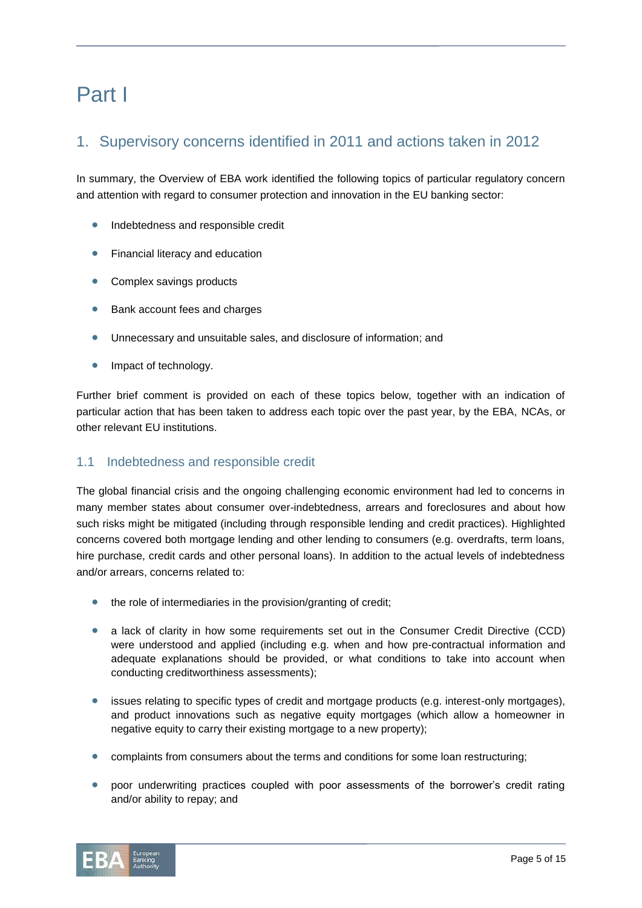# Part I

## 1. Supervisory concerns identified in 2011 and actions taken in 2012

In summary, the Overview of EBA work identified the following topics of particular regulatory concern and attention with regard to consumer protection and innovation in the EU banking sector:

- Indebtedness and responsible credit
- Financial literacy and education
- Complex savings products
- Bank account fees and charges
- Unnecessary and unsuitable sales, and disclosure of information; and
- Impact of technology.

Further brief comment is provided on each of these topics below, together with an indication of particular action that has been taken to address each topic over the past year, by the EBA, NCAs, or other relevant EU institutions.

### 1.1 Indebtedness and responsible credit

The global financial crisis and the ongoing challenging economic environment had led to concerns in many member states about consumer over-indebtedness, arrears and foreclosures and about how such risks might be mitigated (including through responsible lending and credit practices). Highlighted concerns covered both mortgage lending and other lending to consumers (e.g. overdrafts, term loans, hire purchase, credit cards and other personal loans). In addition to the actual levels of indebtedness and/or arrears, concerns related to:

- the role of intermediaries in the provision/granting of credit;
- a lack of clarity in how some requirements set out in the Consumer Credit Directive (CCD) were understood and applied (including e.g. when and how pre-contractual information and adequate explanations should be provided, or what conditions to take into account when conducting creditworthiness assessments);
- issues relating to specific types of credit and mortgage products (e.g. interest-only mortgages), and product innovations such as negative equity mortgages (which allow a homeowner in negative equity to carry their existing mortgage to a new property);
- complaints from consumers about the terms and conditions for some loan restructuring;
- poor underwriting practices coupled with poor assessments of the borrower's credit rating and/or ability to repay; and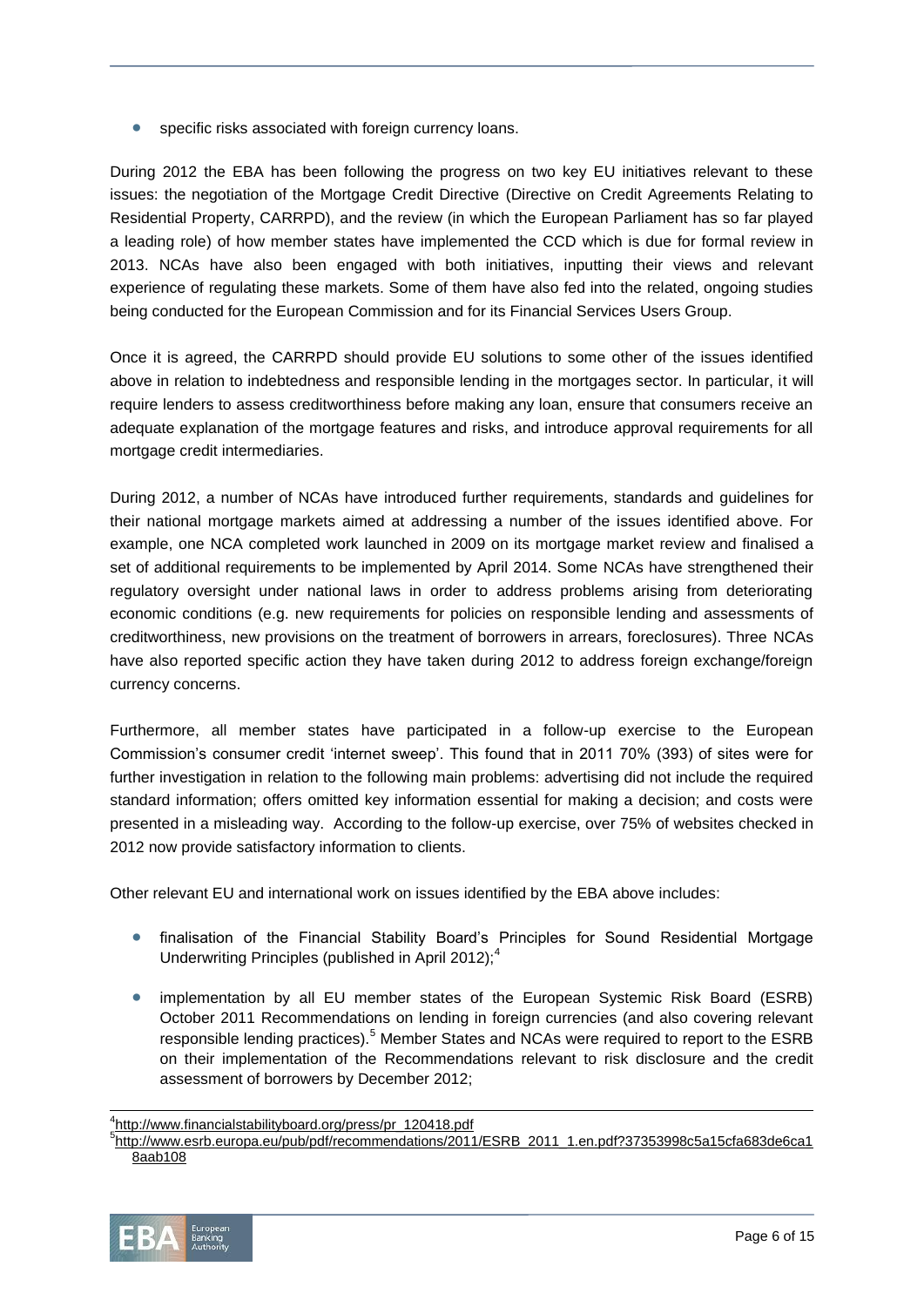- specific risks associated with foreign currency loans.

During 2012 the EBA has been following the progress on two key EU initiatives relevant to these issues: the negotiation of the Mortgage Credit Directive (Directive on Credit Agreements Relating to Residential Property, CARRPD), and the review (in which the European Parliament has so far played a leading role) of how member states have implemented the CCD which is due for formal review in 2013. NCAs have also been engaged with both initiatives, inputting their views and relevant experience of regulating these markets. Some of them have also fed into the related, ongoing studies being conducted for the European Commission and for its Financial Services Users Group.

Once it is agreed, the CARRPD should provide EU solutions to some other of the issues identified above in relation to indebtedness and responsible lending in the mortgages sector. In particular, it will require lenders to assess creditworthiness before making any loan, ensure that consumers receive an adequate explanation of the mortgage features and risks, and introduce approval requirements for all mortgage credit intermediaries.

During 2012, a number of NCAs have introduced further requirements, standards and guidelines for their national mortgage markets aimed at addressing a number of the issues identified above. For example, one NCA completed work launched in 2009 on its mortgage market review and finalised a set of additional requirements to be implemented by April 2014. Some NCAs have strengthened their regulatory oversight under national laws in order to address problems arising from deteriorating economic conditions (e.g. new requirements for policies on responsible lending and assessments of creditworthiness, new provisions on the treatment of borrowers in arrears, foreclosures). Three NCAs have also reported specific action they have taken during 2012 to address foreign exchange/foreign currency concerns.

Furthermore, all member states have participated in a follow-up exercise to the European Commission's consumer credit 'internet sweep'. This found that in 2011 70% (393) of sites were for further investigation in relation to the following main problems: advertising did not include the required standard information; offers omitted key information essential for making a decision; and costs were presented in a misleading way. According to the follow-up exercise, over 75% of websites checked in 2012 now provide satisfactory information to clients.

Other relevant EU and international work on issues identified by the EBA above includes:

- finalisation of the Financial Stability Board's Principles for Sound Residential Mortgage Underwriting Principles (published in April 2012);[4]

- implementation by all EU member states of the European Systemic Risk Board (ESRB) October 2011 Recommendations on lending in foreign currencies (and also covering relevant responsible lending practices).[5] Member States and NCAs were required to report to the ESRB on their implementation of the Recommendations relevant to risk disclosure and the credit assessment of borrowers by December 2012;

[4] http://www.financialstabilityboard.org/press/pr_120418.pdf

[5] http://www.esrb.europa.eu/pub/pdf/recommendations/2011/ESRB_2011_1.en.pdf?37353998c5a15cfa683de6ca18aab108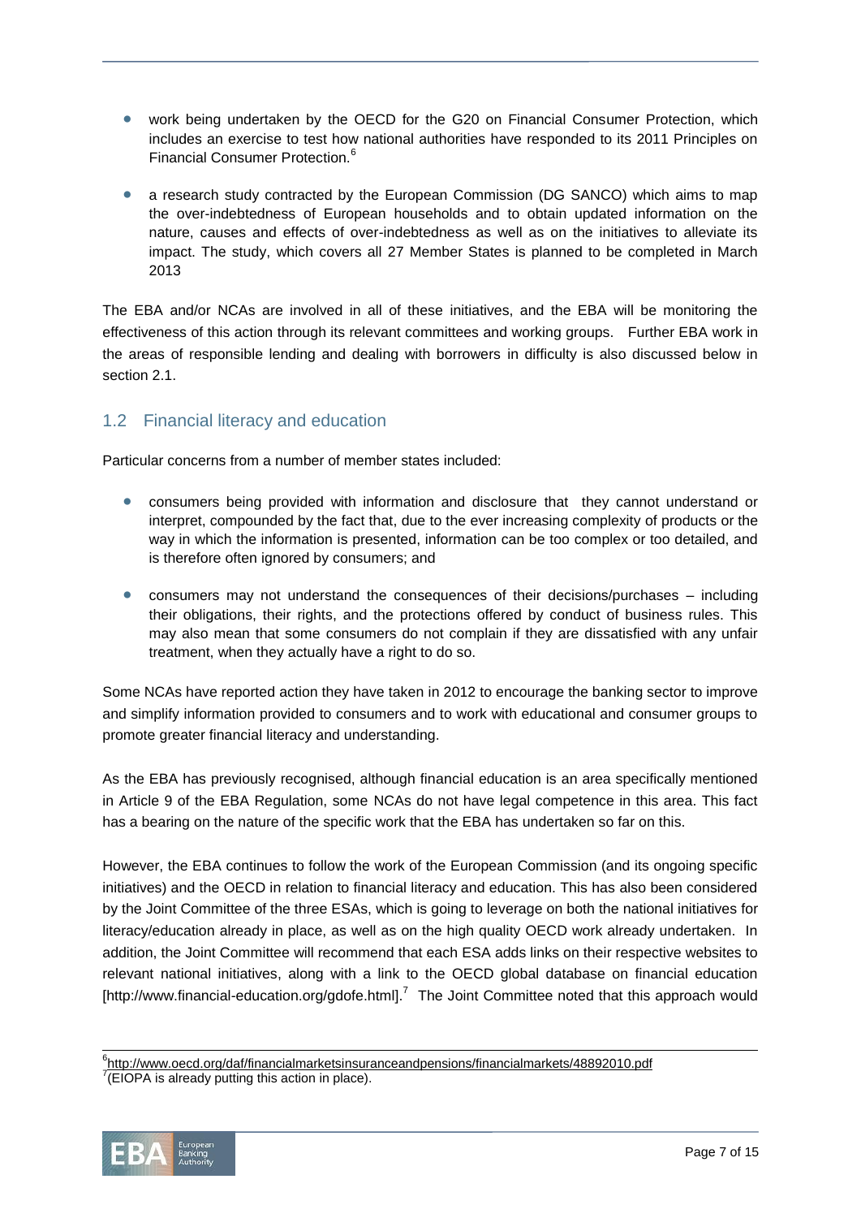- work being undertaken by the OECD for the G20 on Financial Consumer Protection, which includes an exercise to test how national authorities have responded to its 2011 Principles on Financial Consumer Protection.[6]

- a research study contracted by the European Commission (DG SANCO) which aims to map the over-indebtedness of European households and to obtain updated information on the nature, causes and effects of over-indebtedness as well as on the initiatives to alleviate its impact. The study, which covers all 27 Member States is planned to be completed in March 2013

The EBA and/or NCAs are involved in all of these initiatives, and the EBA will be monitoring the effectiveness of this action through its relevant committees and working groups. Further EBA work in the areas of responsible lending and dealing with borrowers in difficulty is also discussed below in section 2.1.

## 1.2 Financial literacy and education

Particular concerns from a number of member states included:

- consumers being provided with information and disclosure that they cannot understand or interpret, compounded by the fact that, due to the ever increasing complexity of products or the way in which the information is presented, information can be too complex or too detailed, and is therefore often ignored by consumers; and

- consumers may not understand the consequences of their decisions/purchases – including their obligations, their rights, and the protections offered by conduct of business rules. This may also mean that some consumers do not complain if they are dissatisfied with any unfair treatment, when they actually have a right to do so.

Some NCAs have reported action they have taken in 2012 to encourage the banking sector to improve and simplify information provided to consumers and to work with educational and consumer groups to promote greater financial literacy and understanding.

As the EBA has previously recognised, although financial education is an area specifically mentioned in Article 9 of the EBA Regulation, some NCAs do not have legal competence in this area. This fact has a bearing on the nature of the specific work that the EBA has undertaken so far on this.

However, the EBA continues to follow the work of the European Commission (and its ongoing specific initiatives) and the OECD in relation to financial literacy and education. This has also been considered by the Joint Committee of the three ESAs, which is going to leverage on both the national initiatives for literacy/education already in place, as well as on the high quality OECD work already undertaken. In addition, the Joint Committee will recommend that each ESA adds links on their respective websites to relevant national initiatives, along with a link to the OECD global database on financial education [http://www.financial-education.org/gdofe.html].[7] The Joint Committee noted that this approach would

---

[6] http://www.oecd.org/daf/financialmarketsinsuranceandpensions/financialmarkets/48892010.pdf

[7] (EIOPA is already putting this action in place).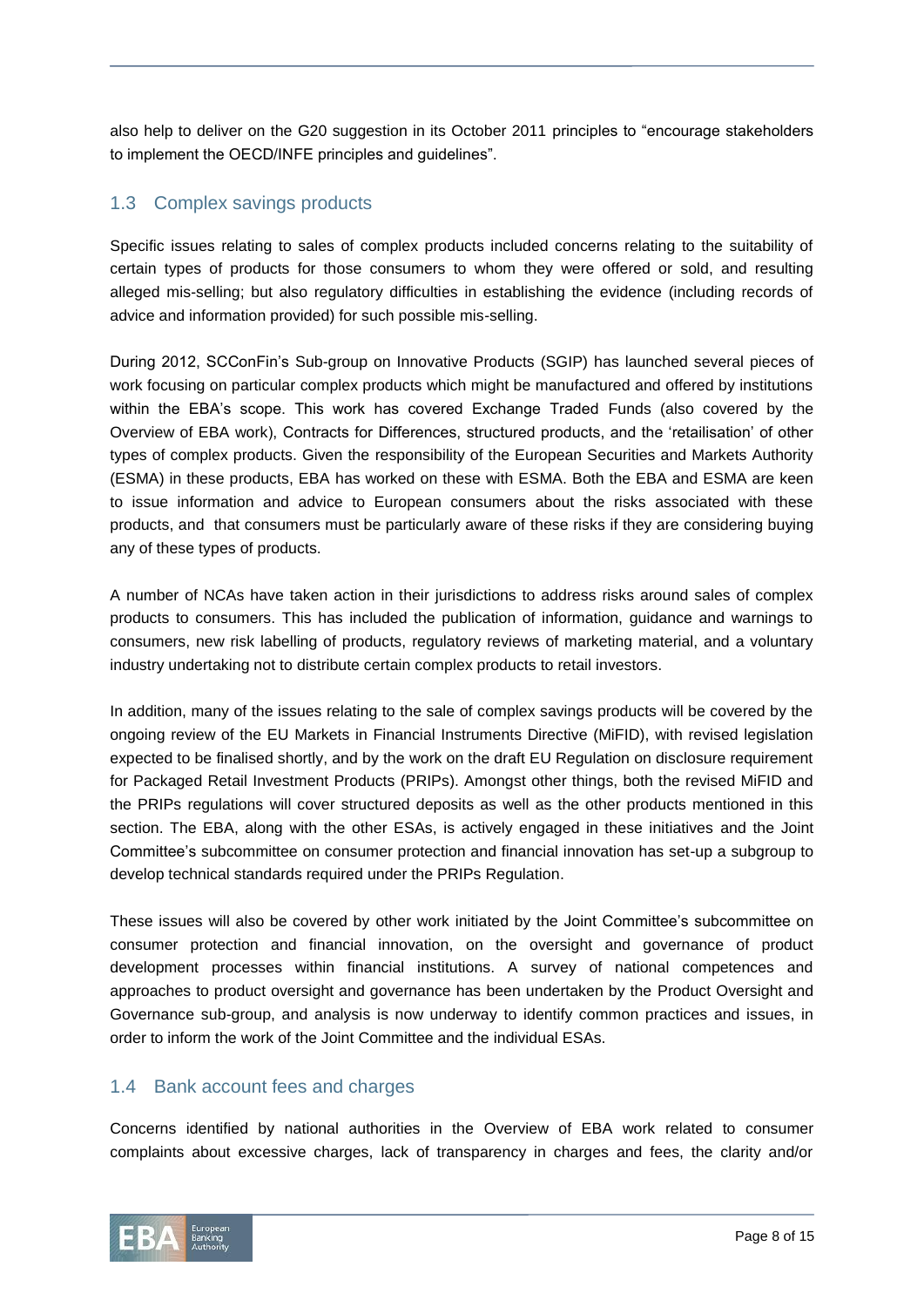also help to deliver on the G20 suggestion in its October 2011 principles to "encourage stakeholders to implement the OECD/INFE principles and guidelines".

## 1.3 Complex savings products

Specific issues relating to sales of complex products included concerns relating to the suitability of certain types of products for those consumers to whom they were offered or sold, and resulting alleged mis-selling; but also regulatory difficulties in establishing the evidence (including records of advice and information provided) for such possible mis-selling.

During 2012, SCConFin's Sub-group on Innovative Products (SGIP) has launched several pieces of work focusing on particular complex products which might be manufactured and offered by institutions within the EBA's scope. This work has covered Exchange Traded Funds (also covered by the Overview of EBA work), Contracts for Differences, structured products, and the 'retailisation' of other types of complex products. Given the responsibility of the European Securities and Markets Authority (ESMA) in these products, EBA has worked on these with ESMA. Both the EBA and ESMA are keen to issue information and advice to European consumers about the risks associated with these products, and that consumers must be particularly aware of these risks if they are considering buying any of these types of products.

A number of NCAs have taken action in their jurisdictions to address risks around sales of complex products to consumers. This has included the publication of information, guidance and warnings to consumers, new risk labelling of products, regulatory reviews of marketing material, and a voluntary industry undertaking not to distribute certain complex products to retail investors.

In addition, many of the issues relating to the sale of complex savings products will be covered by the ongoing review of the EU Markets in Financial Instruments Directive (MiFID), with revised legislation expected to be finalised shortly, and by the work on the draft EU Regulation on disclosure requirement for Packaged Retail Investment Products (PRIPs). Amongst other things, both the revised MiFID and the PRIPs regulations will cover structured deposits as well as the other products mentioned in this section. The EBA, along with the other ESAs, is actively engaged in these initiatives and the Joint Committee's subcommittee on consumer protection and financial innovation has set-up a subgroup to develop technical standards required under the PRIPs Regulation.

These issues will also be covered by other work initiated by the Joint Committee's subcommittee on consumer protection and financial innovation, on the oversight and governance of product development processes within financial institutions. A survey of national competences and approaches to product oversight and governance has been undertaken by the Product Oversight and Governance sub-group, and analysis is now underway to identify common practices and issues, in order to inform the work of the Joint Committee and the individual ESAs.

## 1.4 Bank account fees and charges

Concerns identified by national authorities in the Overview of EBA work related to consumer complaints about excessive charges, lack of transparency in charges and fees, the clarity and/or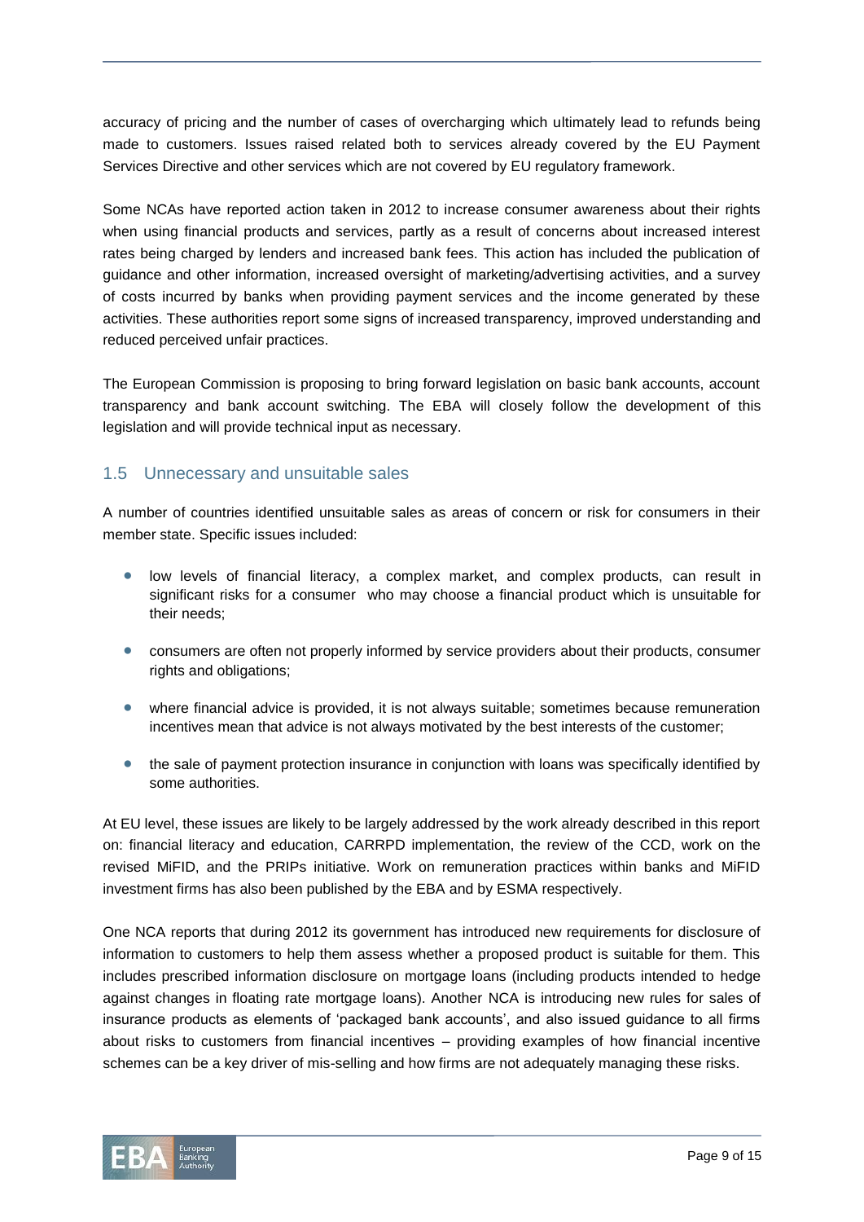accuracy of pricing and the number of cases of overcharging which ultimately lead to refunds being made to customers. Issues raised related both to services already covered by the EU Payment Services Directive and other services which are not covered by EU regulatory framework.

Some NCAs have reported action taken in 2012 to increase consumer awareness about their rights when using financial products and services, partly as a result of concerns about increased interest rates being charged by lenders and increased bank fees. This action has included the publication of guidance and other information, increased oversight of marketing/advertising activities, and a survey of costs incurred by banks when providing payment services and the income generated by these activities. These authorities report some signs of increased transparency, improved understanding and reduced perceived unfair practices.

The European Commission is proposing to bring forward legislation on basic bank accounts, account transparency and bank account switching. The EBA will closely follow the development of this legislation and will provide technical input as necessary.

## 1.5 Unnecessary and unsuitable sales

A number of countries identified unsuitable sales as areas of concern or risk for consumers in their member state. Specific issues included:

- low levels of financial literacy, a complex market, and complex products, can result in significant risks for a consumer who may choose a financial product which is unsuitable for their needs;
- consumers are often not properly informed by service providers about their products, consumer rights and obligations;
- where financial advice is provided, it is not always suitable; sometimes because remuneration incentives mean that advice is not always motivated by the best interests of the customer;
- the sale of payment protection insurance in conjunction with loans was specifically identified by some authorities.

At EU level, these issues are likely to be largely addressed by the work already described in this report on: financial literacy and education, CARRPD implementation, the review of the CCD, work on the revised MiFID, and the PRIPs initiative. Work on remuneration practices within banks and MiFID investment firms has also been published by the EBA and by ESMA respectively.

One NCA reports that during 2012 its government has introduced new requirements for disclosure of information to customers to help them assess whether a proposed product is suitable for them. This includes prescribed information disclosure on mortgage loans (including products intended to hedge against changes in floating rate mortgage loans). Another NCA is introducing new rules for sales of insurance products as elements of 'packaged bank accounts', and also issued guidance to all firms about risks to customers from financial incentives – providing examples of how financial incentive schemes can be a key driver of mis-selling and how firms are not adequately managing these risks.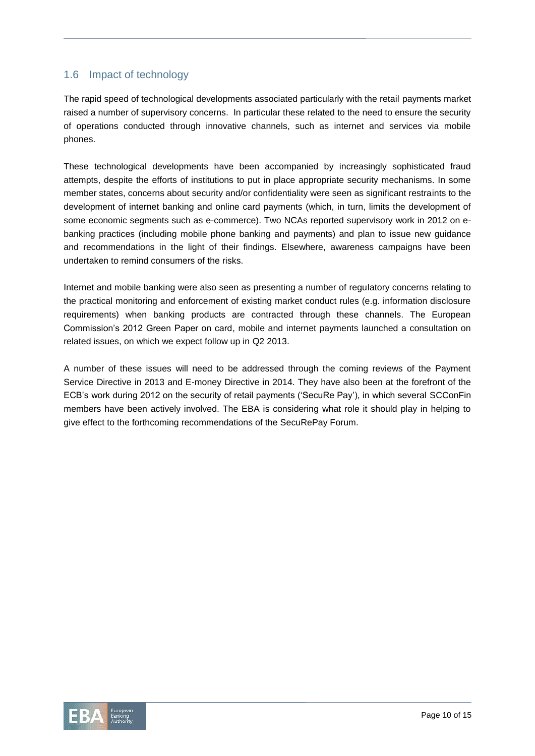## 1.6 Impact of technology

The rapid speed of technological developments associated particularly with the retail payments market raised a number of supervisory concerns. In particular these related to the need to ensure the security of operations conducted through innovative channels, such as internet and services via mobile phones.

These technological developments have been accompanied by increasingly sophisticated fraud attempts, despite the efforts of institutions to put in place appropriate security mechanisms. In some member states, concerns about security and/or confidentiality were seen as significant restraints to the development of internet banking and online card payments (which, in turn, limits the development of some economic segments such as e-commerce). Two NCAs reported supervisory work in 2012 on e-banking practices (including mobile phone banking and payments) and plan to issue new guidance and recommendations in the light of their findings. Elsewhere, awareness campaigns have been undertaken to remind consumers of the risks.

Internet and mobile banking were also seen as presenting a number of regulatory concerns relating to the practical monitoring and enforcement of existing market conduct rules (e.g. information disclosure requirements) when banking products are contracted through these channels. The European Commission's 2012 Green Paper on card, mobile and internet payments launched a consultation on related issues, on which we expect follow up in Q2 2013.

A number of these issues will need to be addressed through the coming reviews of the Payment Service Directive in 2013 and E-money Directive in 2014. They have also been at the forefront of the ECB's work during 2012 on the security of retail payments ('SecuRe Pay'), in which several SCConFin members have been actively involved. The EBA is considering what role it should play in helping to give effect to the forthcoming recommendations of the SecuRePay Forum.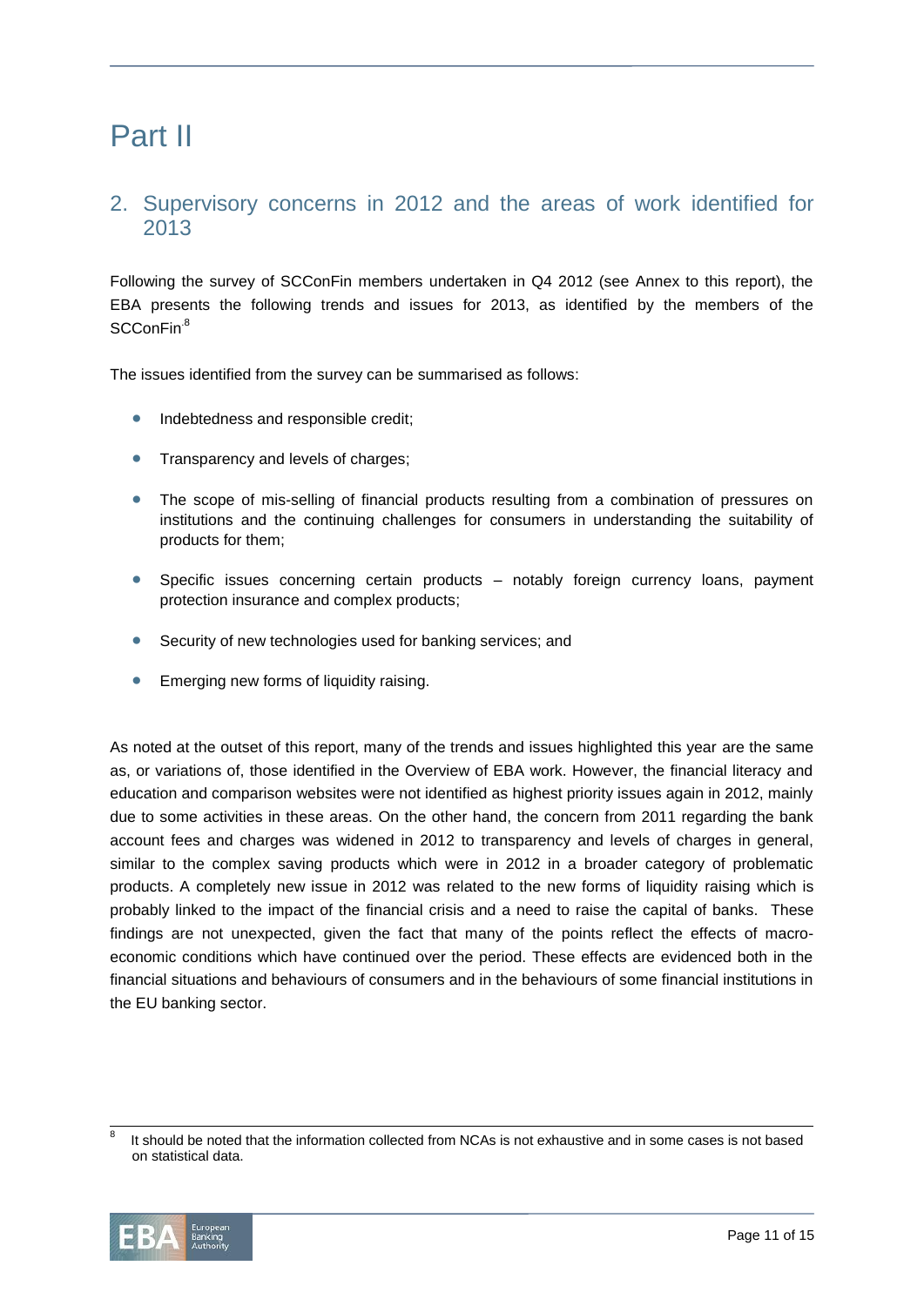# Part II

## 2. Supervisory concerns in 2012 and the areas of work identified for 2013

Following the survey of SCConFin members undertaken in Q4 2012 (see Annex to this report), the EBA presents the following trends and issues for 2013, as identified by the members of the SCConFin.[8]

The issues identified from the survey can be summarised as follows:

- Indebtedness and responsible credit;
- Transparency and levels of charges;
- The scope of mis-selling of financial products resulting from a combination of pressures on institutions and the continuing challenges for consumers in understanding the suitability of products for them;
- Specific issues concerning certain products – notably foreign currency loans, payment protection insurance and complex products;
- Security of new technologies used for banking services; and
- Emerging new forms of liquidity raising.

As noted at the outset of this report, many of the trends and issues highlighted this year are the same as, or variations of, those identified in the Overview of EBA work. However, the financial literacy and education and comparison websites were not identified as highest priority issues again in 2012, mainly due to some activities in these areas. On the other hand, the concern from 2011 regarding the bank account fees and charges was widened in 2012 to transparency and levels of charges in general, similar to the complex saving products which were in 2012 in a broader category of problematic products. A completely new issue in 2012 was related to the new forms of liquidity raising which is probably linked to the impact of the financial crisis and a need to raise the capital of banks. These findings are not unexpected, given the fact that many of the points reflect the effects of macro-economic conditions which have continued over the period. These effects are evidenced both in the financial situations and behaviours of consumers and in the behaviours of some financial institutions in the EU banking sector.

[8] It should be noted that the information collected from NCAs is not exhaustive and in some cases is not based on statistical data.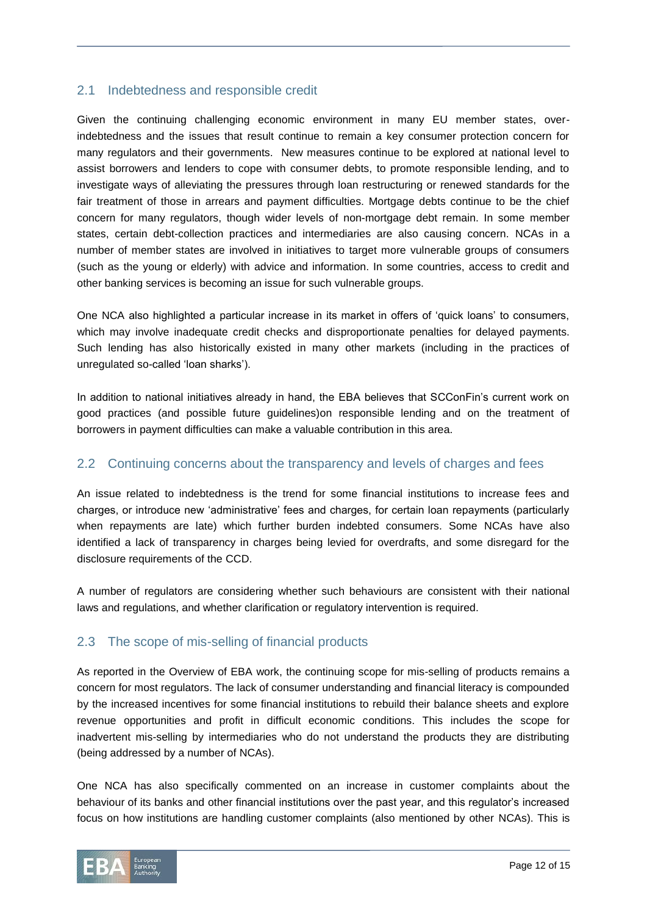## 2.1 Indebtedness and responsible credit

Given the continuing challenging economic environment in many EU member states, over-indebtedness and the issues that result continue to remain a key consumer protection concern for many regulators and their governments. New measures continue to be explored at national level to assist borrowers and lenders to cope with consumer debts, to promote responsible lending, and to investigate ways of alleviating the pressures through loan restructuring or renewed standards for the fair treatment of those in arrears and payment difficulties. Mortgage debts continue to be the chief concern for many regulators, though wider levels of non-mortgage debt remain. In some member states, certain debt-collection practices and intermediaries are also causing concern. NCAs in a number of member states are involved in initiatives to target more vulnerable groups of consumers (such as the young or elderly) with advice and information. In some countries, access to credit and other banking services is becoming an issue for such vulnerable groups.

One NCA also highlighted a particular increase in its market in offers of 'quick loans' to consumers, which may involve inadequate credit checks and disproportionate penalties for delayed payments. Such lending has also historically existed in many other markets (including in the practices of unregulated so-called 'loan sharks').

In addition to national initiatives already in hand, the EBA believes that SCConFin's current work on good practices (and possible future guidelines)on responsible lending and on the treatment of borrowers in payment difficulties can make a valuable contribution in this area.

## 2.2 Continuing concerns about the transparency and levels of charges and fees

An issue related to indebtedness is the trend for some financial institutions to increase fees and charges, or introduce new 'administrative' fees and charges, for certain loan repayments (particularly when repayments are late) which further burden indebted consumers. Some NCAs have also identified a lack of transparency in charges being levied for overdrafts, and some disregard for the disclosure requirements of the CCD.

A number of regulators are considering whether such behaviours are consistent with their national laws and regulations, and whether clarification or regulatory intervention is required.

## 2.3 The scope of mis-selling of financial products

As reported in the Overview of EBA work, the continuing scope for mis-selling of products remains a concern for most regulators. The lack of consumer understanding and financial literacy is compounded by the increased incentives for some financial institutions to rebuild their balance sheets and explore revenue opportunities and profit in difficult economic conditions. This includes the scope for inadvertent mis-selling by intermediaries who do not understand the products they are distributing (being addressed by a number of NCAs).

One NCA has also specifically commented on an increase in customer complaints about the behaviour of its banks and other financial institutions over the past year, and this regulator's increased focus on how institutions are handling customer complaints (also mentioned by other NCAs). This is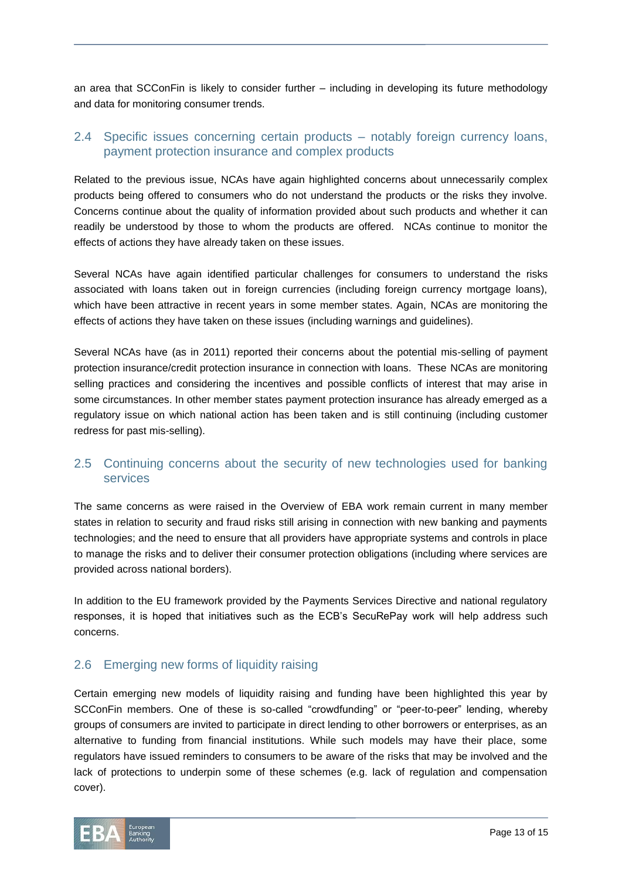an area that SCConFin is likely to consider further – including in developing its future methodology and data for monitoring consumer trends.

## 2.4 Specific issues concerning certain products – notably foreign currency loans, payment protection insurance and complex products

Related to the previous issue, NCAs have again highlighted concerns about unnecessarily complex products being offered to consumers who do not understand the products or the risks they involve. Concerns continue about the quality of information provided about such products and whether it can readily be understood by those to whom the products are offered. NCAs continue to monitor the effects of actions they have already taken on these issues.

Several NCAs have again identified particular challenges for consumers to understand the risks associated with loans taken out in foreign currencies (including foreign currency mortgage loans), which have been attractive in recent years in some member states. Again, NCAs are monitoring the effects of actions they have taken on these issues (including warnings and guidelines).

Several NCAs have (as in 2011) reported their concerns about the potential mis-selling of payment protection insurance/credit protection insurance in connection with loans. These NCAs are monitoring selling practices and considering the incentives and possible conflicts of interest that may arise in some circumstances. In other member states payment protection insurance has already emerged as a regulatory issue on which national action has been taken and is still continuing (including customer redress for past mis-selling).

## 2.5 Continuing concerns about the security of new technologies used for banking services

The same concerns as were raised in the Overview of EBA work remain current in many member states in relation to security and fraud risks still arising in connection with new banking and payments technologies; and the need to ensure that all providers have appropriate systems and controls in place to manage the risks and to deliver their consumer protection obligations (including where services are provided across national borders).

In addition to the EU framework provided by the Payments Services Directive and national regulatory responses, it is hoped that initiatives such as the ECB's SecuRePay work will help address such concerns.

## 2.6 Emerging new forms of liquidity raising

Certain emerging new models of liquidity raising and funding have been highlighted this year by SCConFin members. One of these is so-called "crowdfunding" or "peer-to-peer" lending, whereby groups of consumers are invited to participate in direct lending to other borrowers or enterprises, as an alternative to funding from financial institutions. While such models may have their place, some regulators have issued reminders to consumers to be aware of the risks that may be involved and the lack of protections to underpin some of these schemes (e.g. lack of regulation and compensation cover).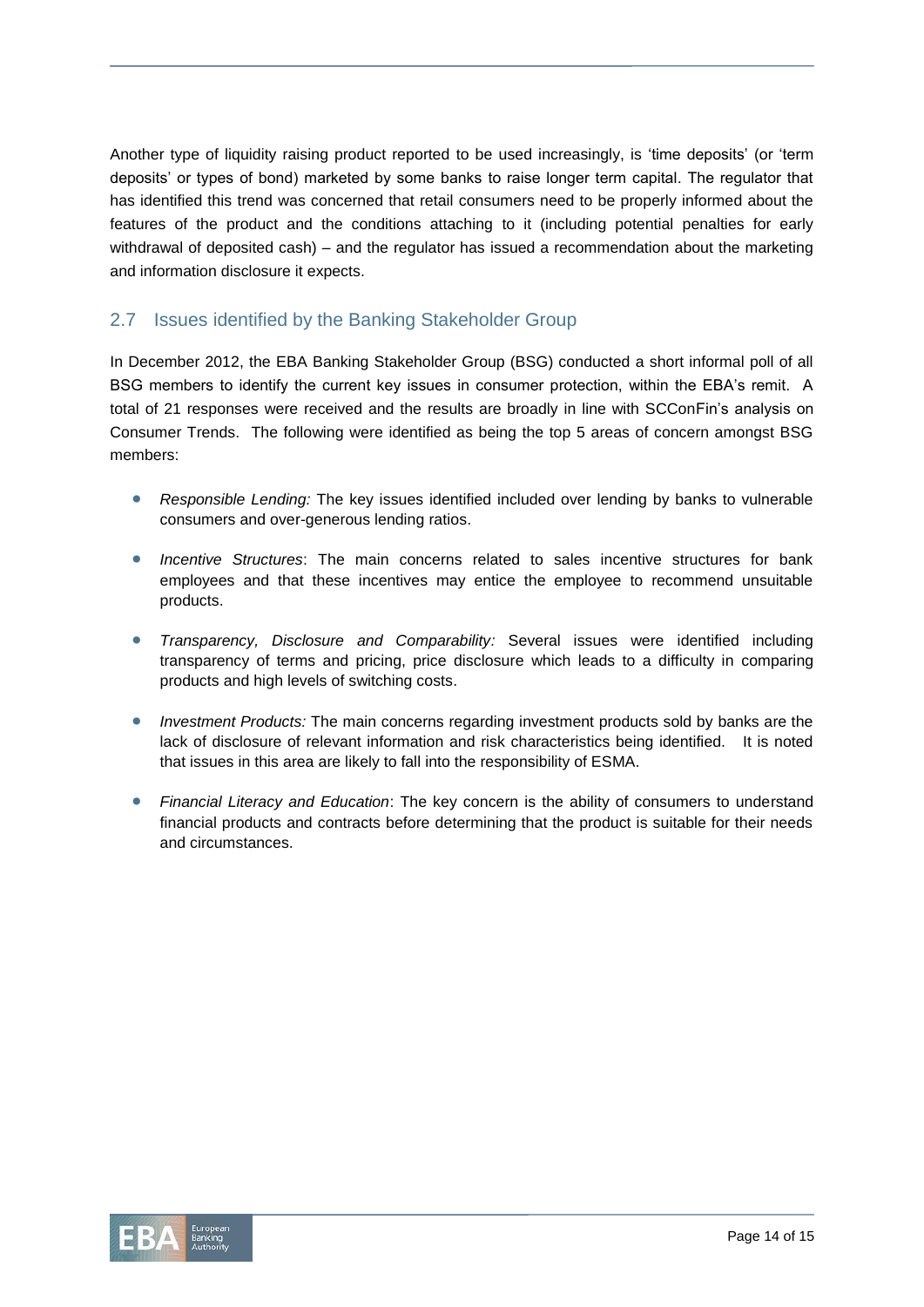Another type of liquidity raising product reported to be used increasingly, is 'time deposits' (or 'term deposits' or types of bond) marketed by some banks to raise longer term capital. The regulator that has identified this trend was concerned that retail consumers need to be properly informed about the features of the product and the conditions attaching to it (including potential penalties for early withdrawal of deposited cash) – and the regulator has issued a recommendation about the marketing and information disclosure it expects.

## 2.7 Issues identified by the Banking Stakeholder Group

In December 2012, the EBA Banking Stakeholder Group (BSG) conducted a short informal poll of all BSG members to identify the current key issues in consumer protection, within the EBA's remit. A total of 21 responses were received and the results are broadly in line with SCConFin's analysis on Consumer Trends. The following were identified as being the top 5 areas of concern amongst BSG members:

- *Responsible Lending:* The key issues identified included over lending by banks to vulnerable consumers and over-generous lending ratios.
- *Incentive Structures*: The main concerns related to sales incentive structures for bank employees and that these incentives may entice the employee to recommend unsuitable products.
- *Transparency, Disclosure and Comparability:* Several issues were identified including transparency of terms and pricing, price disclosure which leads to a difficulty in comparing products and high levels of switching costs.
- *Investment Products:* The main concerns regarding investment products sold by banks are the lack of disclosure of relevant information and risk characteristics being identified. It is noted that issues in this area are likely to fall into the responsibility of ESMA.
- *Financial Literacy and Education*: The key concern is the ability of consumers to understand financial products and contracts before determining that the product is suitable for their needs and circumstances.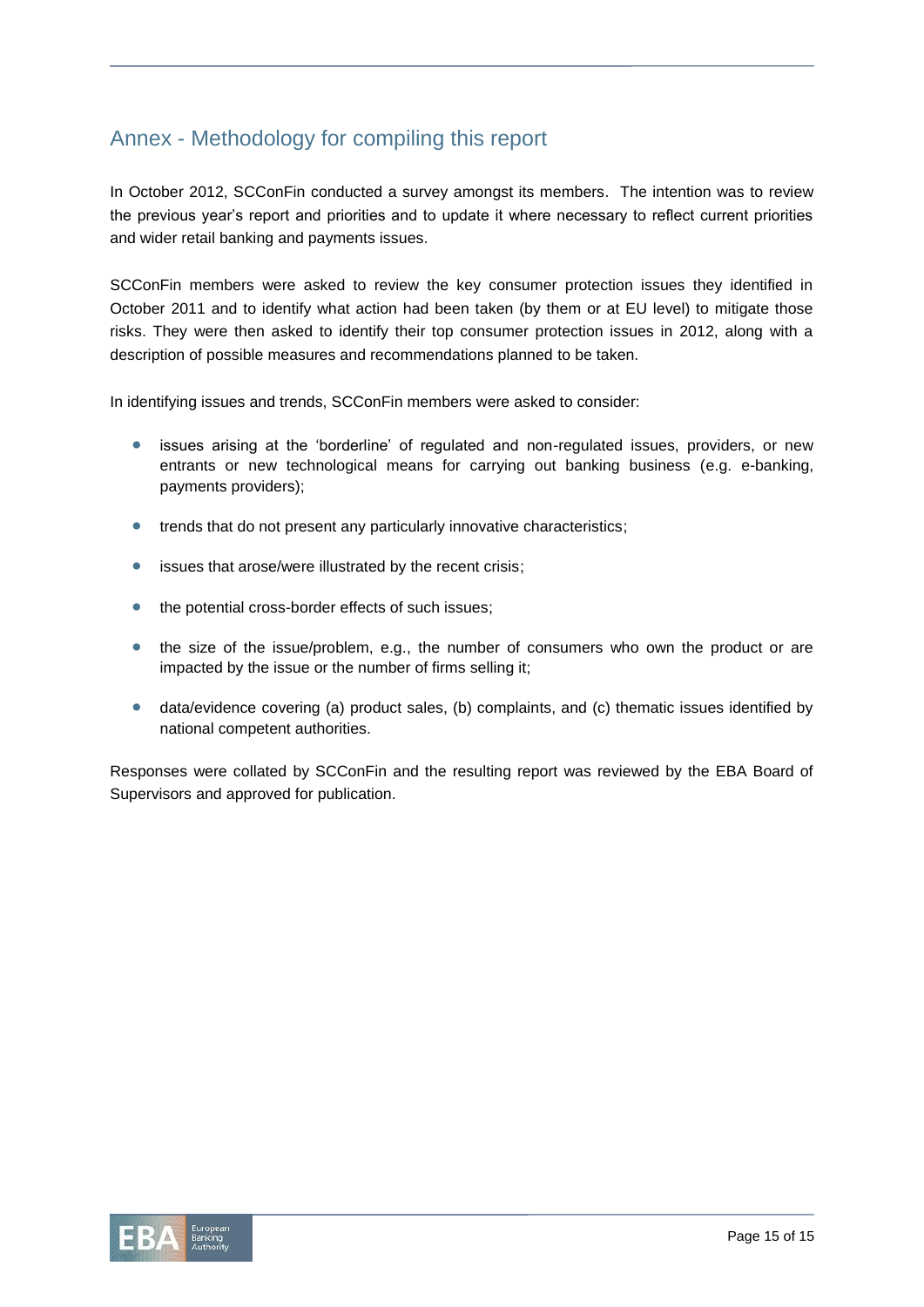## Annex - Methodology for compiling this report

In October 2012, SCConFin conducted a survey amongst its members. The intention was to review the previous year's report and priorities and to update it where necessary to reflect current priorities and wider retail banking and payments issues.

SCConFin members were asked to review the key consumer protection issues they identified in October 2011 and to identify what action had been taken (by them or at EU level) to mitigate those risks. They were then asked to identify their top consumer protection issues in 2012, along with a description of possible measures and recommendations planned to be taken.

In identifying issues and trends, SCConFin members were asked to consider:

- issues arising at the 'borderline' of regulated and non-regulated issues, providers, or new entrants or new technological means for carrying out banking business (e.g. e-banking, payments providers);
- trends that do not present any particularly innovative characteristics;
- issues that arose/were illustrated by the recent crisis;
- the potential cross-border effects of such issues;
- the size of the issue/problem, e.g., the number of consumers who own the product or are impacted by the issue or the number of firms selling it;
- data/evidence covering (a) product sales, (b) complaints, and (c) thematic issues identified by national competent authorities.

Responses were collated by SCConFin and the resulting report was reviewed by the EBA Board of Supervisors and approved for publication.